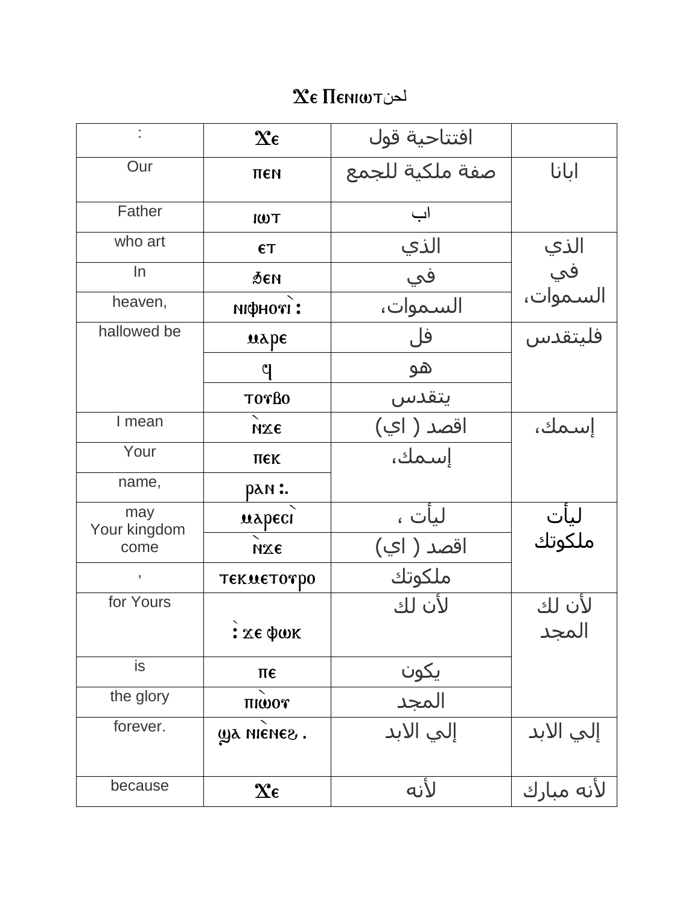# Ϫⲉ Ⲡⲉⲛⲓⲱⲧلحن

| : | Ϫⲉ | افتتاحية قول | |
|---|---|---|---|
| Our | ⲡⲉⲛ | صفة ملكية للجمع | ابانا |
| Father | ⲓⲱⲧ | اب | |
| who art | ⲉⲧ | الذي | الذي في السموات، |
| In | ϧⲉⲛ | في | |
| heaven, | ⲛⲓⲫⲏⲟⲩⲓ̀ : | السموات، | |
| hallowed be | ⲙⲁⲣⲉ | فل | فليتقدس |
| | ϥ | هو | |
| | ⲧⲟⲩⲃⲟ | يتقدس | |
| I mean | ⲛ̀ϫⲉ | اقصد ( اي) | إسمك، |
| Your | ⲡⲉⲕ | إسمك، | |
| name, | ⲣⲁⲛ :. | | |
| may Your kingdom come | ⲙⲁⲣⲉⲥⲓ̀ | ليأت ، | ليأت ملكوتك |
| | ⲛ̀ϫⲉ | اقصد ( اي) | |
| , | ⲧⲉⲕⲙⲉⲧⲟⲩⲣⲟ | ملكوتك | |
| for Yours | :̀ ϫⲉ ⲫⲱⲕ | لأن لك | لأن لك المجد |
| is | ⲡⲉ | يكون | |
| the glory | ⲡⲓⲱ̀ⲟⲩ | المجد | |
| forever. | ϣⲁ ⲛⲓⲉ̀ⲛⲉϩ . | إلي الابد | إلي الابد |
| because | Ϫⲉ | لأنه | لأنه مبارك |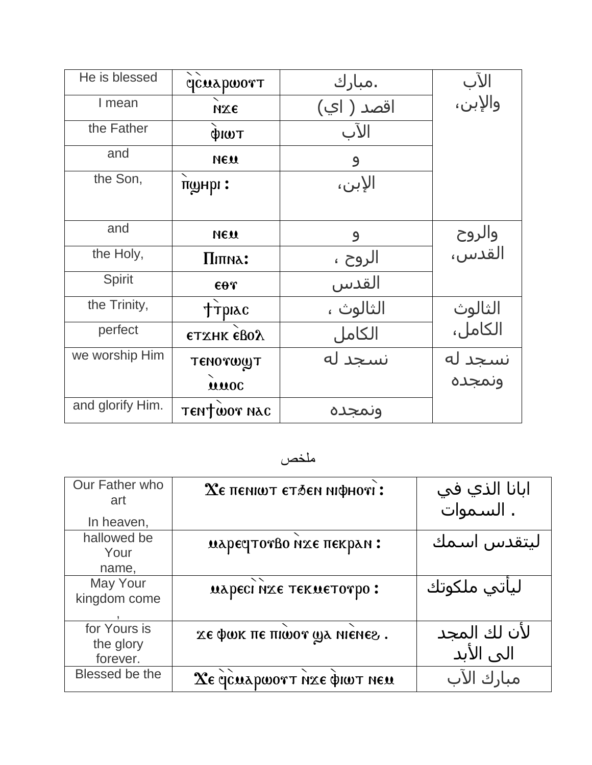| He is blessed | ⲫ̀ⲥ̀ⲙⲁⲣⲱⲟⲩⲧ | مبارك. | الآب والإبن، |
|---|---|---|---|
| I mean | ǹϫⲉ | اقصد ( اي) | |
| the Father | ⲫ̀ⲓⲱⲧ | الآب | |
| and | ⲛⲉⲙ | و | |
| the Son, | ⲡ̀ϣⲏⲣⲓ : | الإبن، | |
| and | ⲛⲉⲙ | و | والروح القدس، |
| the Holy, | Ⲡⲓⲡⲛⲁ: | الروح ، | |
| Spirit | ⲉⲑⲩ | القدس | |
| the Trinity, | ϯⲧ̀ⲣⲓⲁⲥ | الثالوث ، | الثالوث الكامل، |
| perfect | ⲉⲧϫⲏⲕ ⲉ̀ⲃⲟⲗ | الكامل | |
| we worship Him | ⲧⲉⲛⲟⲩⲱϣⲧ ⲙ̀ⲙⲟⲥ | نسجد له | نسجد له ونمجده |
| and glorify Him. | ⲧⲉⲛϯⲱ̀ⲟⲩ ⲛⲁⲥ | ونمجده | |

ملخص

| Our Father who art In heaven, | Ϫⲉ ⲡⲉⲛⲓⲱⲧ ⲉⲧϧⲉⲛ ⲛⲓⲫⲏⲟⲩ̀ⲓ : | ابانا الذي في السموات . |
|---|---|---|
| hallowed be Your name, | ⲙⲁⲣⲉϥⲧⲟⲩⲃⲟ ǹϫⲉ ⲡⲉⲕⲣⲁⲛ : | ليتقدس اسمك |
| May Your kingdom come , | ⲙⲁⲣⲉⲥ̀ⲓ ǹϫⲉ ⲧⲉⲕⲙⲉⲧⲟⲩⲣⲟ : | ليأتي ملكوتك |
| for Yours is the glory forever. | ϫⲉ ⲫⲱⲕ ⲡⲉ ⲡⲓⲱ̀ⲟⲩ ϣⲁ ⲛⲓⲉ̀ⲛⲉϩ . | لأن لك المجد الى الأبد |
| Blessed be the | Ϫⲉ ⲫ̀ⲥ̀ⲙⲁⲣⲱⲟⲩⲧ ǹϫⲉ ⲫ̀ⲓⲱⲧ ⲛⲉⲙ | مبارك الآب |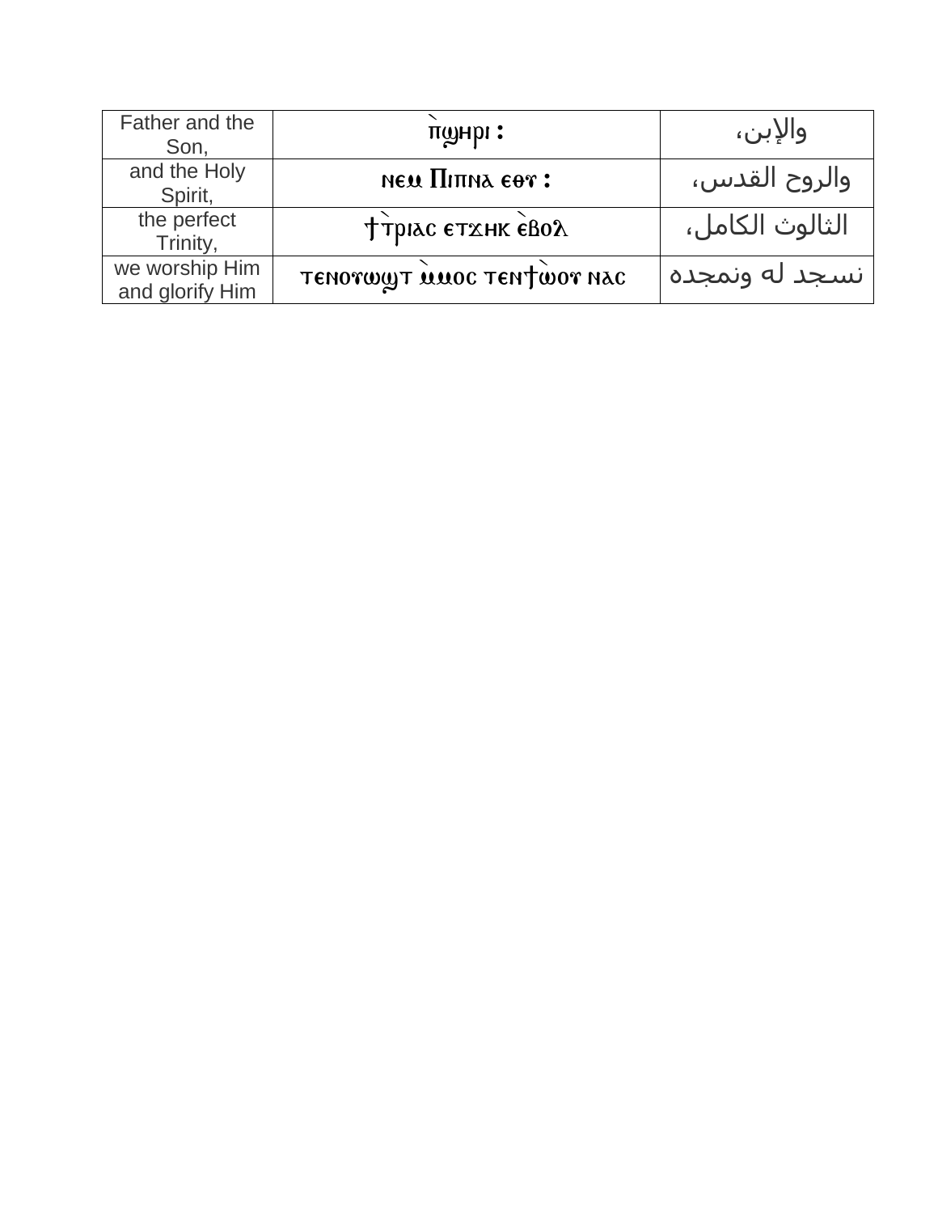| | | |
|---|---|---|
| Father and the Son, | ⲡ̀ϣⲏⲣⲓ : | والإبن، |
| and the Holy Spirit, | ⲛⲉⲙ Ⲡⲓⲡⲛⲁ ⲉⲑⲩ : | والروح القدس، |
| the perfect Trinity, | ϯⲧ̀ⲣⲓⲁⲥ ⲉⲧϫⲏⲕ ⲉ̀ⲃⲟⲗ | الثالوث الكامل، |
| we worship Him and glorify Him | ⲧⲉⲛⲟⲩⲱϣⲧ ⲙ̀ⲙⲟⲥ ⲧⲉⲛϯⲱ̀ⲟⲩ ⲛⲁⲥ | نسجد له ونمجده |